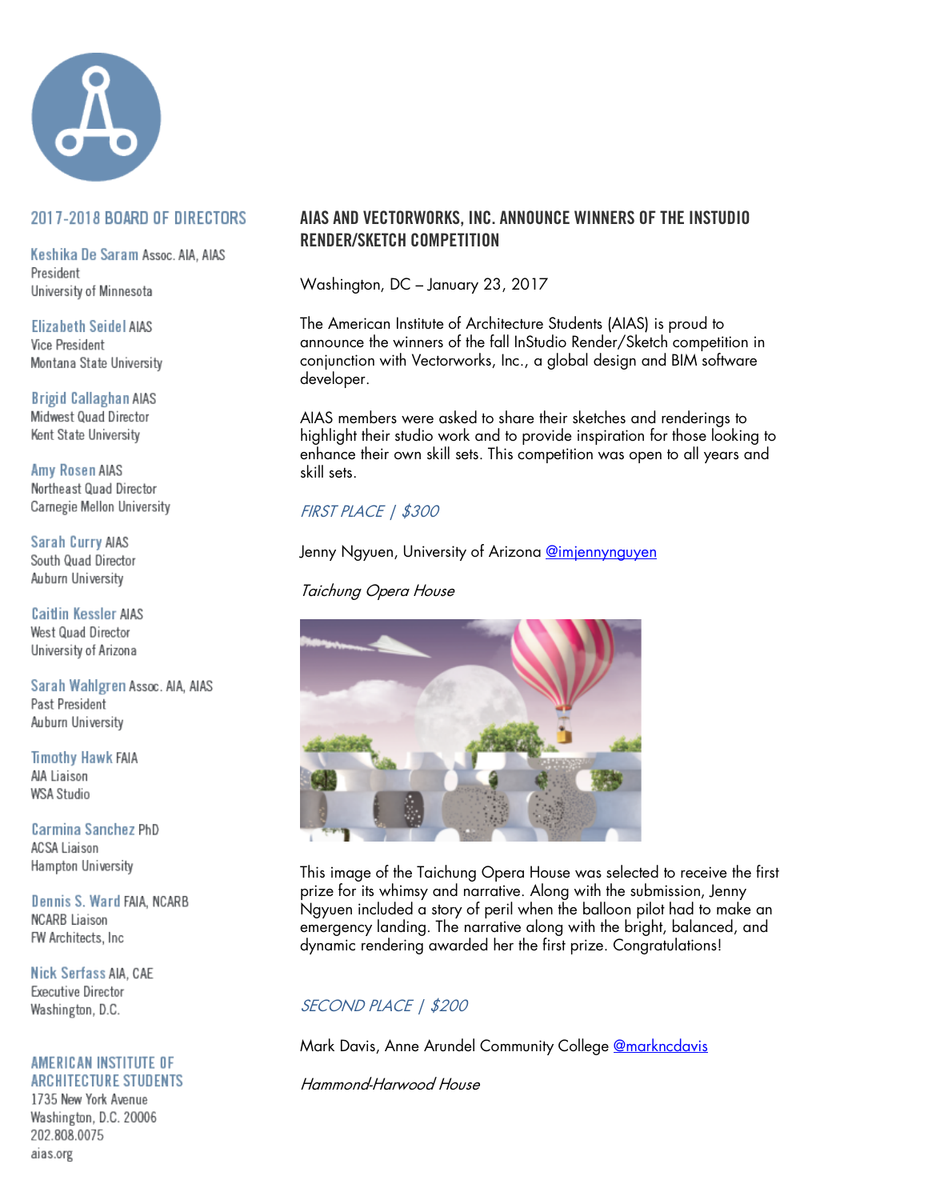## 2017-2018 BOARD OF DIRECTORS

**Keshika De Saram** Assoc. AIA, AIAS
President
University of Minnesota

**Elizabeth Seidel** AIAS
Vice President
Montana State University

**Brigid Callaghan** AIAS
Midwest Quad Director
Kent State University

**Amy Rosen** AIAS
Northeast Quad Director
Carnegie Mellon University

**Sarah Curry** AIAS
South Quad Director
Auburn University

**Caitlin Kessler** AIAS
West Quad Director
University of Arizona

**Sarah Wahlgren** Assoc. AIA, AIAS
Past President
Auburn University

**Timothy Hawk** FAIA
AIA Liaison
WSA Studio

**Carmina Sanchez** PhD
ACSA Liaison
Hampton University

**Dennis S. Ward** FAIA, NCARB
NCARB Liaison
FW Architects, Inc

**Nick Serfass** AIA, CAE
Executive Director
Washington, D.C.

**AMERICAN INSTITUTE OF ARCHITECTURE STUDENTS**
1735 New York Avenue
Washington, D.C. 20006
202.808.0075
aias.org

# AIAS AND VECTORWORKS, INC. ANNOUNCE WINNERS OF THE INSTUDIO RENDER/SKETCH COMPETITION

Washington, DC – January 23, 2017

The American Institute of Architecture Students (AIAS) is proud to announce the winners of the fall InStudio Render/Sketch competition in conjunction with Vectorworks, Inc., a global design and BIM software developer.

AIAS members were asked to share their sketches and renderings to highlight their studio work and to provide inspiration for those looking to enhance their own skill sets. This competition was open to all years and skill sets.

*FIRST PLACE | $300*

Jenny Ngyuen, University of Arizona @imjennynguyen

*Taichung Opera House*

This image of the Taichung Opera House was selected to receive the first prize for its whimsy and narrative. Along with the submission, Jenny Ngyuen included a story of peril when the balloon pilot had to make an emergency landing. The narrative along with the bright, balanced, and dynamic rendering awarded her the first prize. Congratulations!

*SECOND PLACE | $200*

Mark Davis, Anne Arundel Community College @markncdavis

*Hammond-Harwood House*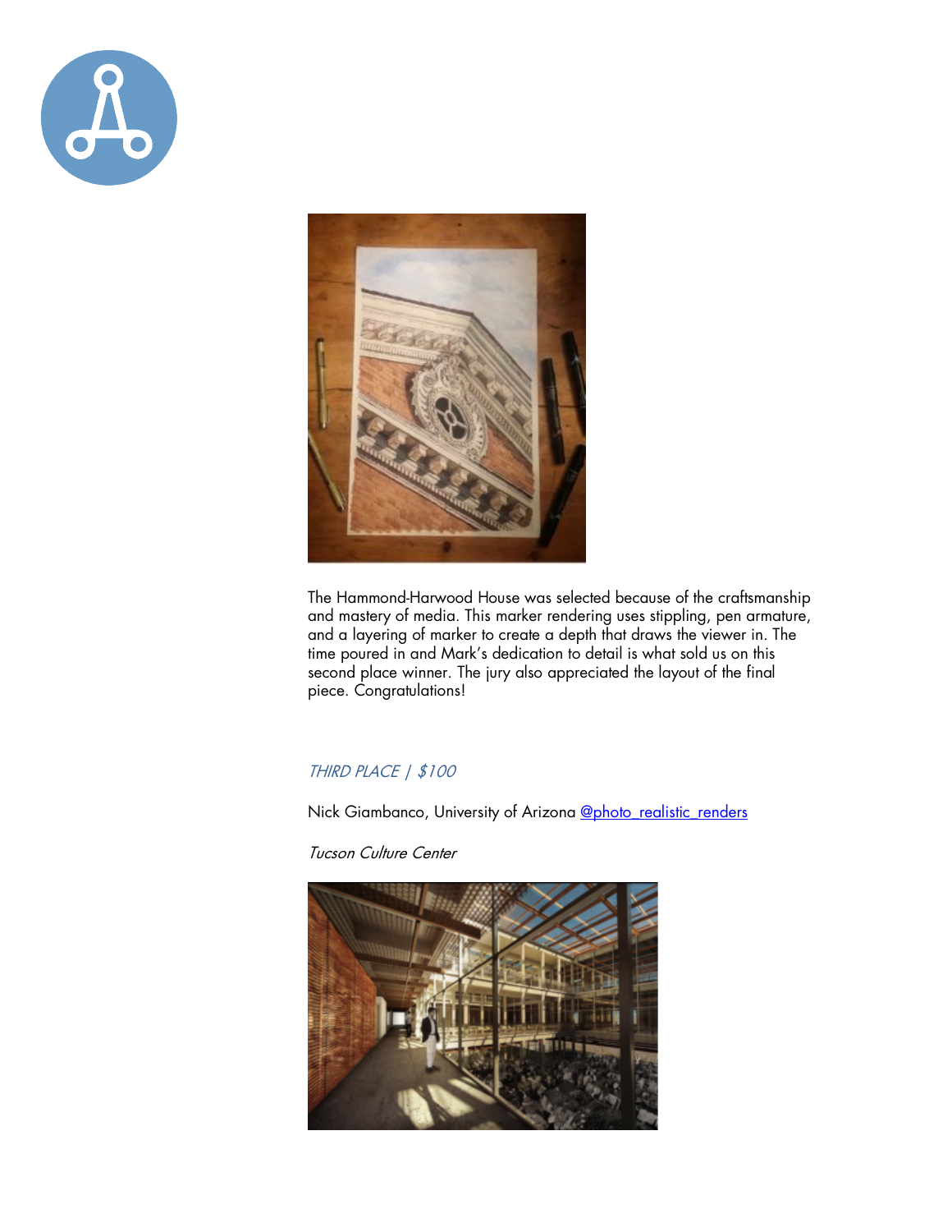The Hammond-Harwood House was selected because of the craftsmanship and mastery of media. This marker rendering uses stippling, pen armature, and a layering of marker to create a depth that draws the viewer in. The time poured in and Mark's dedication to detail is what sold us on this second place winner. The jury also appreciated the layout of the final piece. Congratulations!

### *THIRD PLACE | $100*

Nick Giambanco, University of Arizona @photo_realistic_renders

*Tucson Culture Center*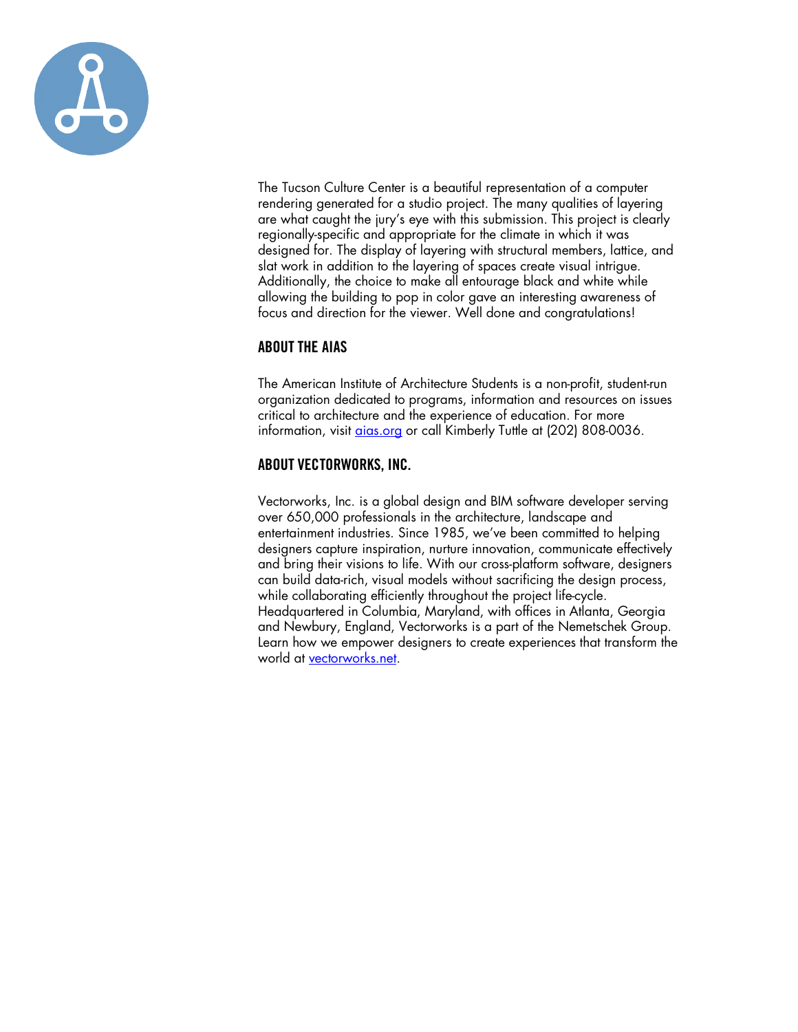The Tucson Culture Center is a beautiful representation of a computer rendering generated for a studio project. The many qualities of layering are what caught the jury's eye with this submission. This project is clearly regionally-specific and appropriate for the climate in which it was designed for. The display of layering with structural members, lattice, and slat work in addition to the layering of spaces create visual intrigue. Additionally, the choice to make all entourage black and white while allowing the building to pop in color gave an interesting awareness of focus and direction for the viewer. Well done and congratulations!

## ABOUT THE AIAS

The American Institute of Architecture Students is a non-profit, student-run organization dedicated to programs, information and resources on issues critical to architecture and the experience of education. For more information, visit [aias.org](aias.org) or call Kimberly Tuttle at (202) 808-0036.

## ABOUT VECTORWORKS, INC.

Vectorworks, Inc. is a global design and BIM software developer serving over 650,000 professionals in the architecture, landscape and entertainment industries. Since 1985, we've been committed to helping designers capture inspiration, nurture innovation, communicate effectively and bring their visions to life. With our cross-platform software, designers can build data-rich, visual models without sacrificing the design process, while collaborating efficiently throughout the project life-cycle. Headquartered in Columbia, Maryland, with offices in Atlanta, Georgia and Newbury, England, Vectorworks is a part of the Nemetschek Group. Learn how we empower designers to create experiences that transform the world at [vectorworks.net](vectorworks.net).